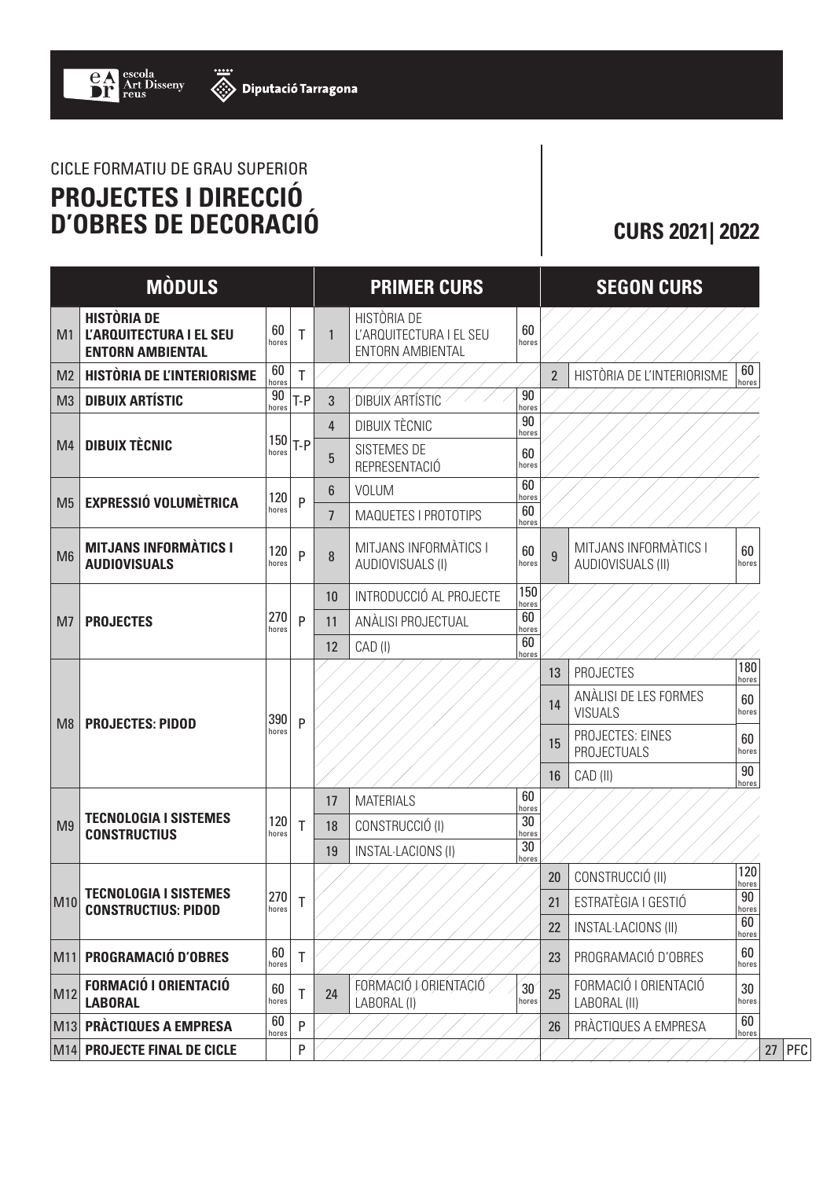escola Art Disseny reus — Diputació Tarragona

CICLE FORMATIU DE GRAU SUPERIOR

# PROJECTES I DIRECCIÓ D'OBRES DE DECORACIÓ

## CURS 2021| 2022

| MÒDULS | | | | PRIMER CURS | | | SEGON CURS | | |
|---|---|---|---|---|---|---|---|---|---|
| M1 | **HISTÒRIA DE L'ARQUITECTURA I EL SEU ENTORN AMBIENTAL** | 60 hores | T | 1 | HISTÒRIA DE L'ARQUITECTURA I EL SEU ENTORN AMBIENTAL | 60 hores | | | |
| M2 | **HISTÒRIA DE L'INTERIORISME** | 60 hores | T | | | | 2 | HISTÒRIA DE L'INTERIORISME | 60 hores |
| M3 | **DIBUIX ARTÍSTIC** | 90 hores | T-P | 3 | DIBUIX ARTÍSTIC | 90 hores | | | |
| M4 | **DIBUIX TÈCNIC** | 150 hores | T-P | 4 | DIBUIX TÈCNIC | 90 hores | | | |
| | | | | 5 | SISTEMES DE REPRESENTACIÓ | 60 hores | | | |
| M5 | **EXPRESSIÓ VOLUMÈTRICA** | 120 hores | P | 6 | VOLUM | 60 hores | | | |
| | | | | 7 | MAQUETES I PROTOTIPS | 60 hores | | | |
| M6 | **MITJANS INFORMÀTICS I AUDIOVISUALS** | 120 hores | P | 8 | MITJANS INFORMÀTICS I AUDIOVISUALS (I) | 60 hores | 9 | MITJANS INFORMÀTICS I AUDIOVISUALS (II) | 60 hores |
| M7 | **PROJECTES** | 270 hores | P | 10 | INTRODUCCIÓ AL PROJECTE | 150 hores | | | |
| | | | | 11 | ANÀLISI PROJECTUAL | 60 hores | | | |
| | | | | 12 | CAD (I) | 60 hores | | | |
| M8 | **PROJECTES: PIDOD** | 390 hores | P | | | | 13 | PROJECTES | 180 hores |
| | | | | | | | 14 | ANÀLISI DE LES FORMES VISUALS | 60 hores |
| | | | | | | | 15 | PROJECTES: EINES PROJECTUALS | 60 hores |
| | | | | | | | 16 | CAD (II) | 90 hores |
| M9 | **TECNOLOGIA I SISTEMES CONSTRUCTIUS** | 120 hores | T | 17 | MATERIALS | 60 hores | | | |
| | | | | 18 | CONSTRUCCIÓ (I) | 30 hores | | | |
| | | | | 19 | INSTAL·LACIONS (I) | 30 hores | | | |
| M10 | **TECNOLOGIA I SISTEMES CONSTRUCTIUS: PIDOD** | 270 hores | T | | | | 20 | CONSTRUCCIÓ (II) | 120 hores |
| | | | | | | | 21 | ESTRATÈGIA I GESTIÓ | 90 hores |
| | | | | | | | 22 | INSTAL·LACIONS (II) | 60 hores |
| M11 | **PROGRAMACIÓ D'OBRES** | 60 hores | T | | | | 23 | PROGRAMACIÓ D'OBRES | 60 hores |
| M12 | **FORMACIÓ I ORIENTACIÓ LABORAL** | 60 hores | T | 24 | FORMACIÓ I ORIENTACIÓ LABORAL (I) | 30 hores | 25 | FORMACIÓ I ORIENTACIÓ LABORAL (II) | 30 hores |
| M13 | **PRÀCTIQUES A EMPRESA** | 60 hores | P | | | | 26 | PRÀCTIQUES A EMPRESA | 60 hores |
| M14 | **PROJECTE FINAL DE CICLE** | | P | | | | | | 27 PFC |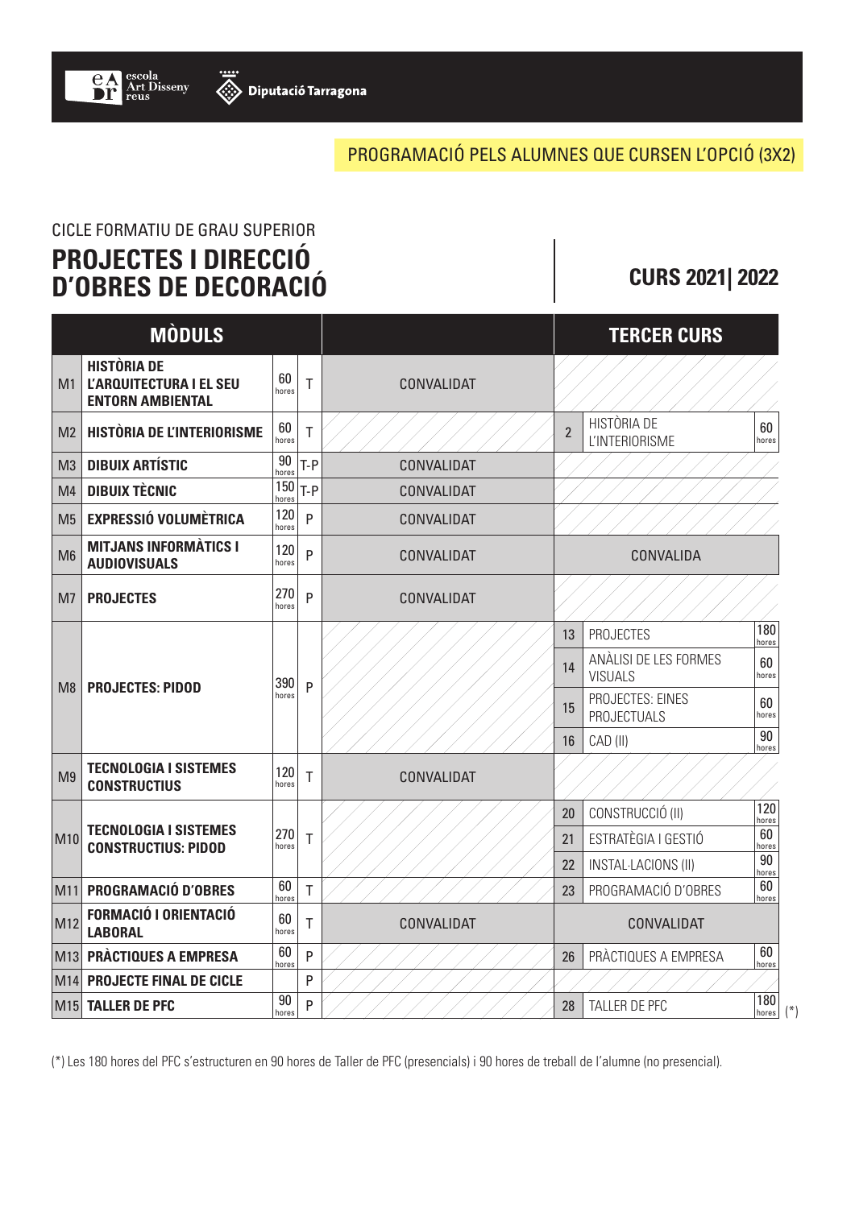PROGRAMACIÓ PELS ALUMNES QUE CURSEN L'OPCIÓ (3X2)

CICLE FORMATIU DE GRAU SUPERIOR

# PROJECTES I DIRECCIÓ D'OBRES DE DECORACIÓ

## CURS 2021| 2022

| MÒDULS | | | | | TERCER CURS | | |
|---|---|---|---|---|---|---|---|
| M1 | **HISTÒRIA DE L'ARQUITECTURA I EL SEU ENTORN AMBIENTAL** | 60 hores | T | CONVALIDAT | | | |
| M2 | **HISTÒRIA DE L'INTERIORISME** | 60 hores | T | | 2 | HISTÒRIA DE L'INTERIORISME | 60 hores |
| M3 | **DIBUIX ARTÍSTIC** | 90 hores | T-P | CONVALIDAT | | | |
| M4 | **DIBUIX TÈCNIC** | 150 hores | T-P | CONVALIDAT | | | |
| M5 | **EXPRESSIÓ VOLUMÈTRICA** | 120 hores | P | CONVALIDAT | | | |
| M6 | **MITJANS INFORMÀTICS I AUDIOVISUALS** | 120 hores | P | CONVALIDAT | CONVALIDA | | |
| M7 | **PROJECTES** | 270 hores | P | CONVALIDAT | | | |
| M8 | **PROJECTES: PIDOD** | 390 hores | P | | 13 | PROJECTES | 180 hores |
| | | | | | 14 | ANÀLISI DE LES FORMES VISUALS | 60 hores |
| | | | | | 15 | PROJECTES: EINES PROJECTUALS | 60 hores |
| | | | | | 16 | CAD (II) | 90 hores |
| M9 | **TECNOLOGIA I SISTEMES CONSTRUCTIUS** | 120 hores | T | CONVALIDAT | | | |
| M10 | **TECNOLOGIA I SISTEMES CONSTRUCTIUS: PIDOD** | 270 hores | T | | 20 | CONSTRUCCIÓ (II) | 120 hores |
| | | | | | 21 | ESTRATÈGIA I GESTIÓ | 60 hores |
| | | | | | 22 | INSTAL·LACIONS (II) | 90 hores |
| M11 | **PROGRAMACIÓ D'OBRES** | 60 hores | T | | 23 | PROGRAMACIÓ D'OBRES | 60 hores |
| M12 | **FORMACIÓ I ORIENTACIÓ LABORAL** | 60 hores | T | CONVALIDAT | CONVALIDAT | | |
| M13 | **PRÀCTIQUES A EMPRESA** | 60 hores | P | | 26 | PRÀCTIQUES A EMPRESA | 60 hores |
| M14 | **PROJECTE FINAL DE CICLE** | | P | | | | |
| M15 | **TALLER DE PFC** | 90 hores | P | | 28 | TALLER DE PFC | 180 hores (*) |

(*) Les 180 hores del PFC s'estructuren en 90 hores de Taller de PFC (presencials) i 90 hores de treball de l'alumne (no presencial).